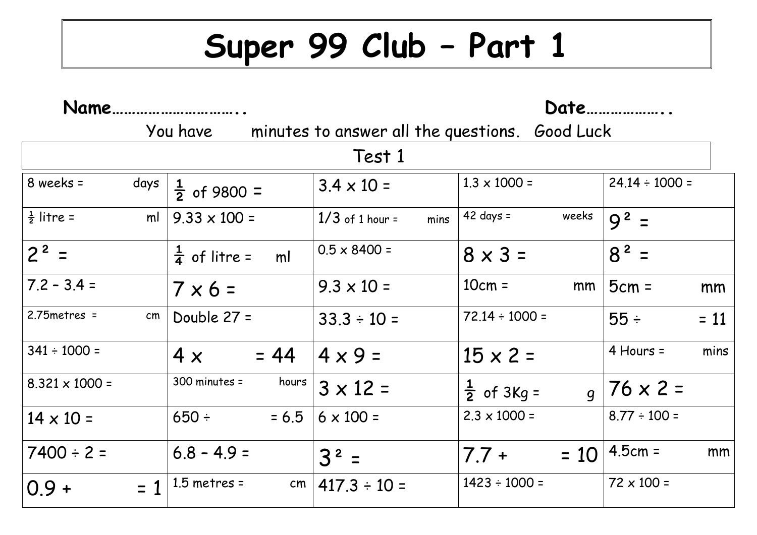# Super 99 Club – Part 1

**Name…………………………..** **Date………………..**

You have minutes to answer all the questions. Good Luck

| Test 1 | | | | |
|---|---|---|---|---|
| 8 weeks = days | $\frac{1}{2}$ of 9800 = | 3.4 x 10 = | 1.3 x 1000 = | 24.14 ÷ 1000 = |
| ½ litre = ml | 9.33 x 100 = | 1/3 of 1 hour = mins | 42 days = weeks | $9^2$ = |
| $2^2$ = | $\frac{1}{4}$ of litre = ml | 0.5 x 8400 = | 8 x 3 = | $8^2$ = |
| 7.2 – 3.4 = | 7 x 6 = | 9.3 x 10 = | 10cm = mm | 5cm = mm |
| 2.75metres = cm | Double 27 = | 33.3 ÷ 10 = | 72.14 ÷ 1000 = | 55 ÷ = 11 |
| 341 ÷ 1000 = | 4 x = 44 | 4 x 9 = | 15 x 2 = | 4 Hours = mins |
| 8.321 x 1000 = | 300 minutes = hours | 3 x 12 = | $\frac{1}{2}$ of 3Kg = g | 76 x 2 = |
| 14 x 10 = | 650 ÷ = 6.5 | 6 x 100 = | 2.3 x 1000 = | 8.77 ÷ 100 = |
| 7400 ÷ 2 = | 6.8 – 4.9 = | $3^2$ = | 7.7 + = 10 | 4.5cm = mm |
| 0.9 + = 1 | 1.5 metres = cm | 417.3 ÷ 10 = | 1423 ÷ 1000 = | 72 x 100 = |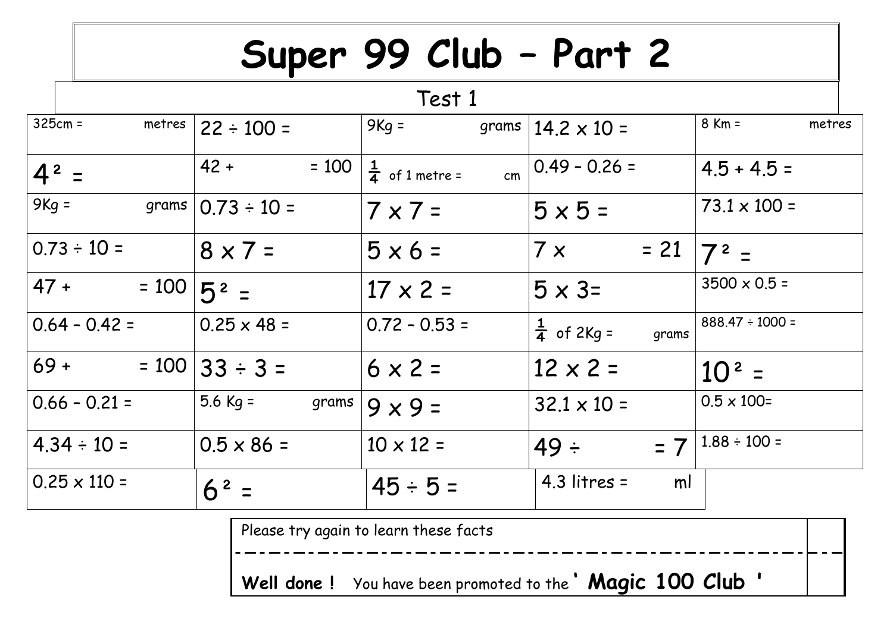# Super 99 Club – Part 2

## Test 1

| | | | | |
|---|---|---|---|---|
| 325cm = metres | 22 ÷ 100 = | 9Kg = grams | 14.2 x 10 = | 8 Km = metres |
| $4^2$ = | 42 + = 100 | $\frac{1}{4}$ of 1 metre = cm | 0.49 – 0.26 = | 4.5 + 4.5 = |
| 9Kg = grams | 0.73 ÷ 10 = | 7 x 7 = | 5 x 5 = | 73.1 x 100 = |
| 0.73 ÷ 10 = | 8 x 7 = | 5 x 6 = | 7 x = 21 | $7^2$ = |
| 47 + = 100 | $5^2$ = | 17 x 2 = | 5 x 3= | 3500 x 0.5 = |
| 0.64 – 0.42 = | 0.25 x 48 = | 0.72 – 0.53 = | $\frac{1}{4}$ of 2Kg = grams | 888.47 ÷ 1000 = |
| 69 + = 100 | 33 ÷ 3 = | 6 x 2 = | 12 x 2 = | $10^2$ = |
| 0.66 – 0.21 = | 5.6 Kg = grams | 9 x 9 = | 32.1 x 10 = | 0.5 x 100= |
| 4.34 ÷ 10 = | 0.5 x 86 = | 10 x 12 = | 49 ÷ = 7 | 1.88 ÷ 100 = |
| 0.25 x 110 = | $6^2$ = | 45 ÷ 5 = | 4.3 litres = ml | |

| | |
|---|---|
| Please try again to learn these facts | |
| **Well done !** You have been promoted to the **' Magic 100 Club '** | |